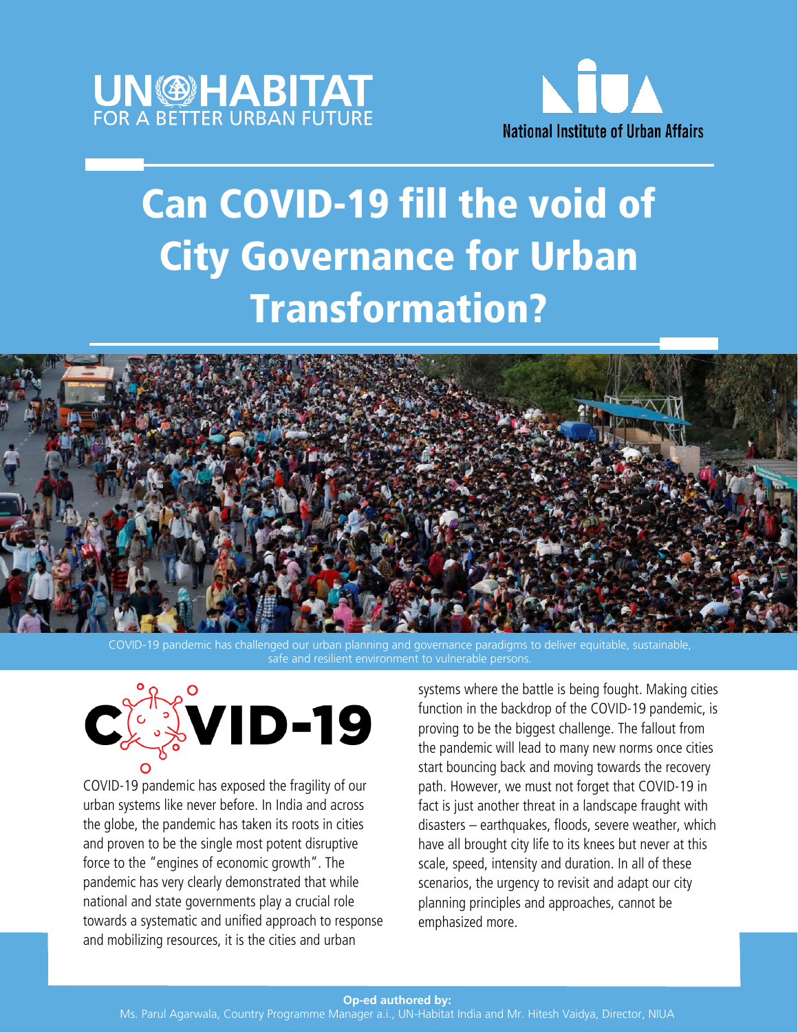UN-HABITAT
FOR A BETTER URBAN FUTURE

National Institute of Urban Affairs

# Can COVID-19 fill the void of City Governance for Urban Transformation?

COVID-19 pandemic has challenged our urban planning and governance paradigms to deliver equitable, sustainable, safe and resilient environment to vulnerable persons.

## COVID-19

COVID-19 pandemic has exposed the fragility of our urban systems like never before. In India and across the globe, the pandemic has taken its roots in cities and proven to be the single most potent disruptive force to the "engines of economic growth". The pandemic has very clearly demonstrated that while national and state governments play a crucial role towards a systematic and unified approach to response and mobilizing resources, it is the cities and urban systems where the battle is being fought. Making cities function in the backdrop of the COVID-19 pandemic, is proving to be the biggest challenge. The fallout from the pandemic will lead to many new norms once cities start bouncing back and moving towards the recovery path. However, we must not forget that COVID-19 in fact is just another threat in a landscape fraught with disasters – earthquakes, floods, severe weather, which have all brought city life to its knees but never at this scale, speed, intensity and duration. In all of these scenarios, the urgency to revisit and adapt our city planning principles and approaches, cannot be emphasized more.

**Op-ed authored by:**
Ms. Parul Agarwala, Country Programme Manager a.i., UN-Habitat India and Mr. Hitesh Vaidya, Director, NIUA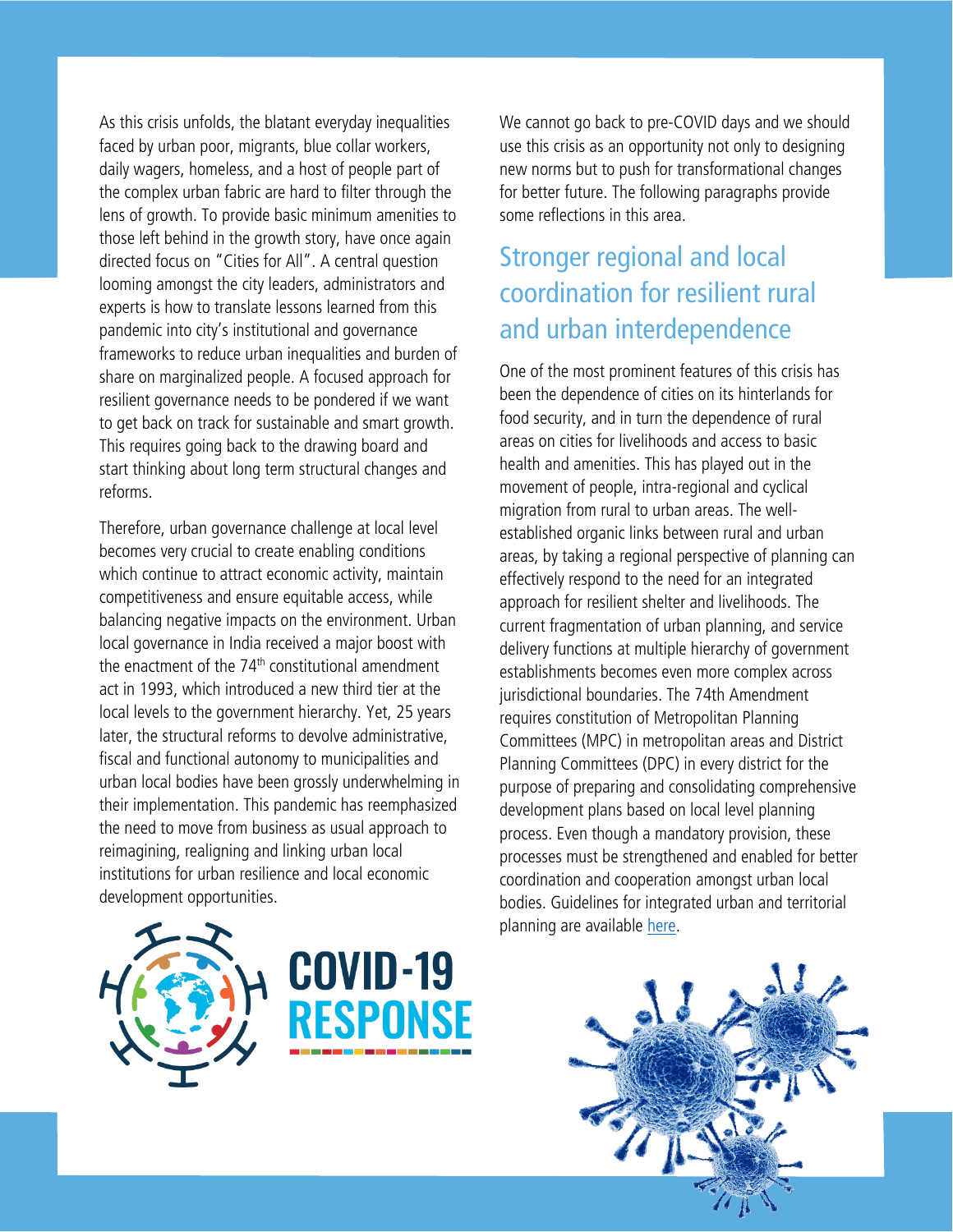As this crisis unfolds, the blatant everyday inequalities faced by urban poor, migrants, blue collar workers, daily wagers, homeless, and a host of people part of the complex urban fabric are hard to filter through the lens of growth. To provide basic minimum amenities to those left behind in the growth story, have once again directed focus on "Cities for All". A central question looming amongst the city leaders, administrators and experts is how to translate lessons learned from this pandemic into city's institutional and governance frameworks to reduce urban inequalities and burden of share on marginalized people. A focused approach for resilient governance needs to be pondered if we want to get back on track for sustainable and smart growth. This requires going back to the drawing board and start thinking about long term structural changes and reforms.

Therefore, urban governance challenge at local level becomes very crucial to create enabling conditions which continue to attract economic activity, maintain competitiveness and ensure equitable access, while balancing negative impacts on the environment. Urban local governance in India received a major boost with the enactment of the 74th constitutional amendment act in 1993, which introduced a new third tier at the local levels to the government hierarchy. Yet, 25 years later, the structural reforms to devolve administrative, fiscal and functional autonomy to municipalities and urban local bodies have been grossly underwhelming in their implementation. This pandemic has reemphasized the need to move from business as usual approach to reimagining, realigning and linking urban local institutions for urban resilience and local economic development opportunities.

We cannot go back to pre-COVID days and we should use this crisis as an opportunity not only to designing new norms but to push for transformational changes for better future. The following paragraphs provide some reflections in this area.

## Stronger regional and local coordination for resilient rural and urban interdependence

One of the most prominent features of this crisis has been the dependence of cities on its hinterlands for food security, and in turn the dependence of rural areas on cities for livelihoods and access to basic health and amenities. This has played out in the movement of people, intra-regional and cyclical migration from rural to urban areas. The well-established organic links between rural and urban areas, by taking a regional perspective of planning can effectively respond to the need for an integrated approach for resilient shelter and livelihoods. The current fragmentation of urban planning, and service delivery functions at multiple hierarchy of government establishments becomes even more complex across jurisdictional boundaries. The 74th Amendment requires constitution of Metropolitan Planning Committees (MPC) in metropolitan areas and District Planning Committees (DPC) in every district for the purpose of preparing and consolidating comprehensive development plans based on local level planning process. Even though a mandatory provision, these processes must be strengthened and enabled for better coordination and cooperation amongst urban local bodies. Guidelines for integrated urban and territorial planning are available here.

COVID-19 RESPONSE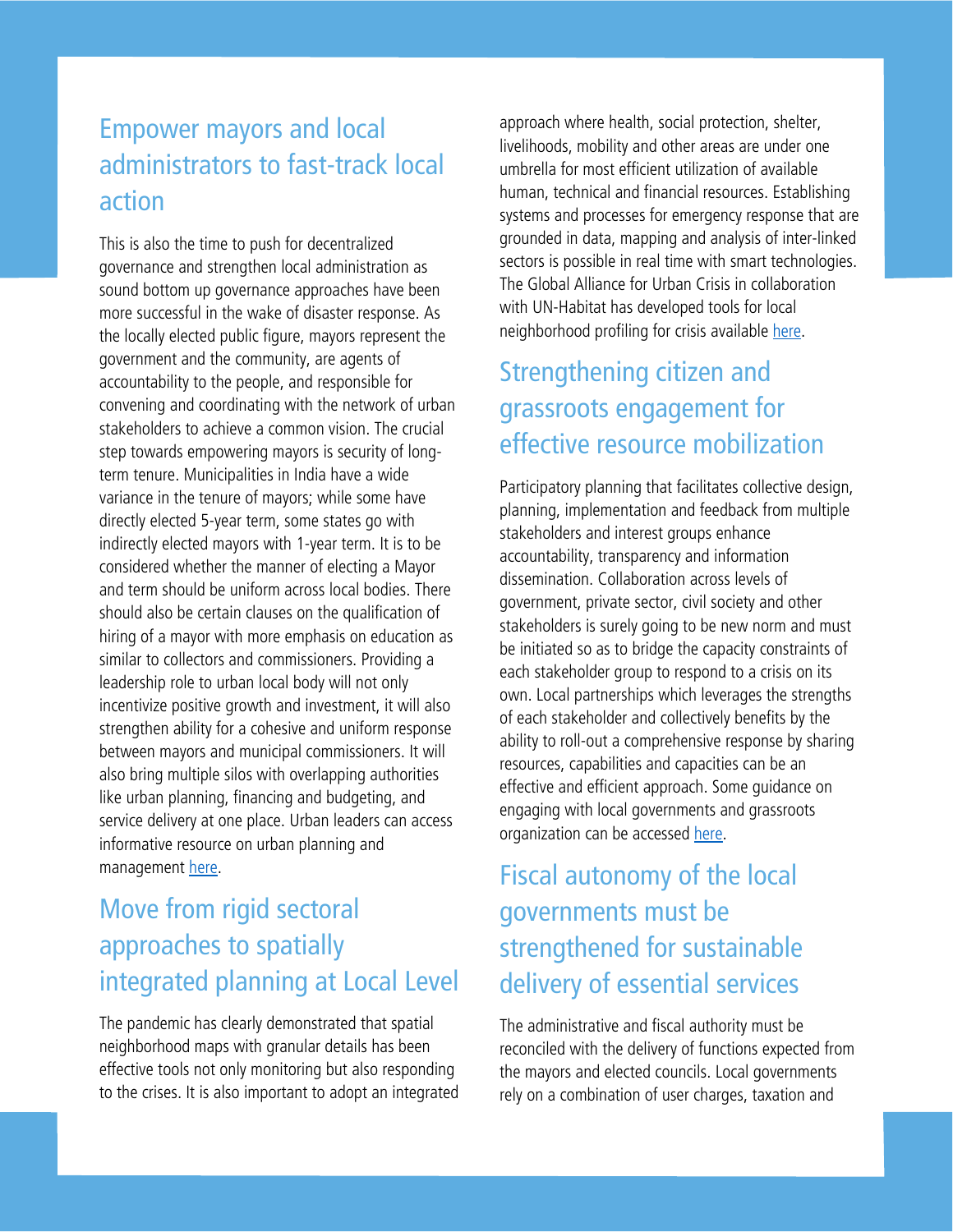## Empower mayors and local administrators to fast-track local action

This is also the time to push for decentralized governance and strengthen local administration as sound bottom up governance approaches have been more successful in the wake of disaster response. As the locally elected public figure, mayors represent the government and the community, are agents of accountability to the people, and responsible for convening and coordinating with the network of urban stakeholders to achieve a common vision. The crucial step towards empowering mayors is security of long-term tenure. Municipalities in India have a wide variance in the tenure of mayors; while some have directly elected 5-year term, some states go with indirectly elected mayors with 1-year term. It is to be considered whether the manner of electing a Mayor and term should be uniform across local bodies. There should also be certain clauses on the qualification of hiring of a mayor with more emphasis on education as similar to collectors and commissioners. Providing a leadership role to urban local body will not only incentivize positive growth and investment, it will also strengthen ability for a cohesive and uniform response between mayors and municipal commissioners. It will also bring multiple silos with overlapping authorities like urban planning, financing and budgeting, and service delivery at one place. Urban leaders can access informative resource on urban planning and management here.

## Move from rigid sectoral approaches to spatially integrated planning at Local Level

The pandemic has clearly demonstrated that spatial neighborhood maps with granular details has been effective tools not only monitoring but also responding to the crises. It is also important to adopt an integrated approach where health, social protection, shelter, livelihoods, mobility and other areas are under one umbrella for most efficient utilization of available human, technical and financial resources. Establishing systems and processes for emergency response that are grounded in data, mapping and analysis of inter-linked sectors is possible in real time with smart technologies. The Global Alliance for Urban Crisis in collaboration with UN-Habitat has developed tools for local neighborhood profiling for crisis available here.

## Strengthening citizen and grassroots engagement for effective resource mobilization

Participatory planning that facilitates collective design, planning, implementation and feedback from multiple stakeholders and interest groups enhance accountability, transparency and information dissemination. Collaboration across levels of government, private sector, civil society and other stakeholders is surely going to be new norm and must be initiated so as to bridge the capacity constraints of each stakeholder group to respond to a crisis on its own. Local partnerships which leverages the strengths of each stakeholder and collectively benefits by the ability to roll-out a comprehensive response by sharing resources, capabilities and capacities can be an effective and efficient approach. Some guidance on engaging with local governments and grassroots organization can be accessed here.

## Fiscal autonomy of the local governments must be strengthened for sustainable delivery of essential services

The administrative and fiscal authority must be reconciled with the delivery of functions expected from the mayors and elected councils. Local governments rely on a combination of user charges, taxation and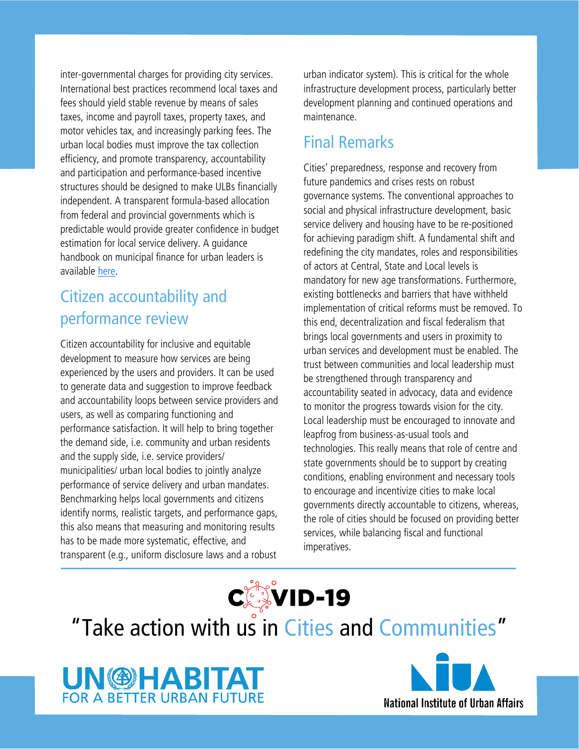inter-governmental charges for providing city services. International best practices recommend local taxes and fees should yield stable revenue by means of sales taxes, income and payroll taxes, property taxes, and motor vehicles tax, and increasingly parking fees. The urban local bodies must improve the tax collection efficiency, and promote transparency, accountability and participation and performance-based incentive structures should be designed to make ULBs financially independent. A transparent formula-based allocation from federal and provincial governments which is predictable would provide greater confidence in budget estimation for local service delivery. A guidance handbook on municipal finance for urban leaders is available here.

## Citizen accountability and performance review

Citizen accountability for inclusive and equitable development to measure how services are being experienced by the users and providers. It can be used to generate data and suggestion to improve feedback and accountability loops between service providers and users, as well as comparing functioning and performance satisfaction. It will help to bring together the demand side, i.e. community and urban residents and the supply side, i.e. service providers/ municipalities/ urban local bodies to jointly analyze performance of service delivery and urban mandates. Benchmarking helps local governments and citizens identify norms, realistic targets, and performance gaps, this also means that measuring and monitoring results has to be made more systematic, effective, and transparent (e.g., uniform disclosure laws and a robust urban indicator system). This is critical for the whole infrastructure development process, particularly better development planning and continued operations and maintenance.

## Final Remarks

Cities' preparedness, response and recovery from future pandemics and crises rests on robust governance systems. The conventional approaches to social and physical infrastructure development, basic service delivery and housing have to be re-positioned for achieving paradigm shift. A fundamental shift and redefining the city mandates, roles and responsibilities of actors at Central, State and Local levels is mandatory for new age transformations. Furthermore, existing bottlenecks and barriers that have withheld implementation of critical reforms must be removed. To this end, decentralization and fiscal federalism that brings local governments and users in proximity to urban services and development must be enabled. The trust between communities and local leadership must be strengthened through transparency and accountability seated in advocacy, data and evidence to monitor the progress towards vision for the city. Local leadership must be encouraged to innovate and leapfrog from business-as-usual tools and technologies. This really means that role of centre and state governments should be to support by creating conditions, enabling environment and necessary tools to encourage and incentivize cities to make local governments directly accountable to citizens, whereas, the role of cities should be focused on providing better services, while balancing fiscal and functional imperatives.

COVID-19

"Take action with us in Cities and Communities"

UN-HABITAT FOR A BETTER URBAN FUTURE

NIUA National Institute of Urban Affairs